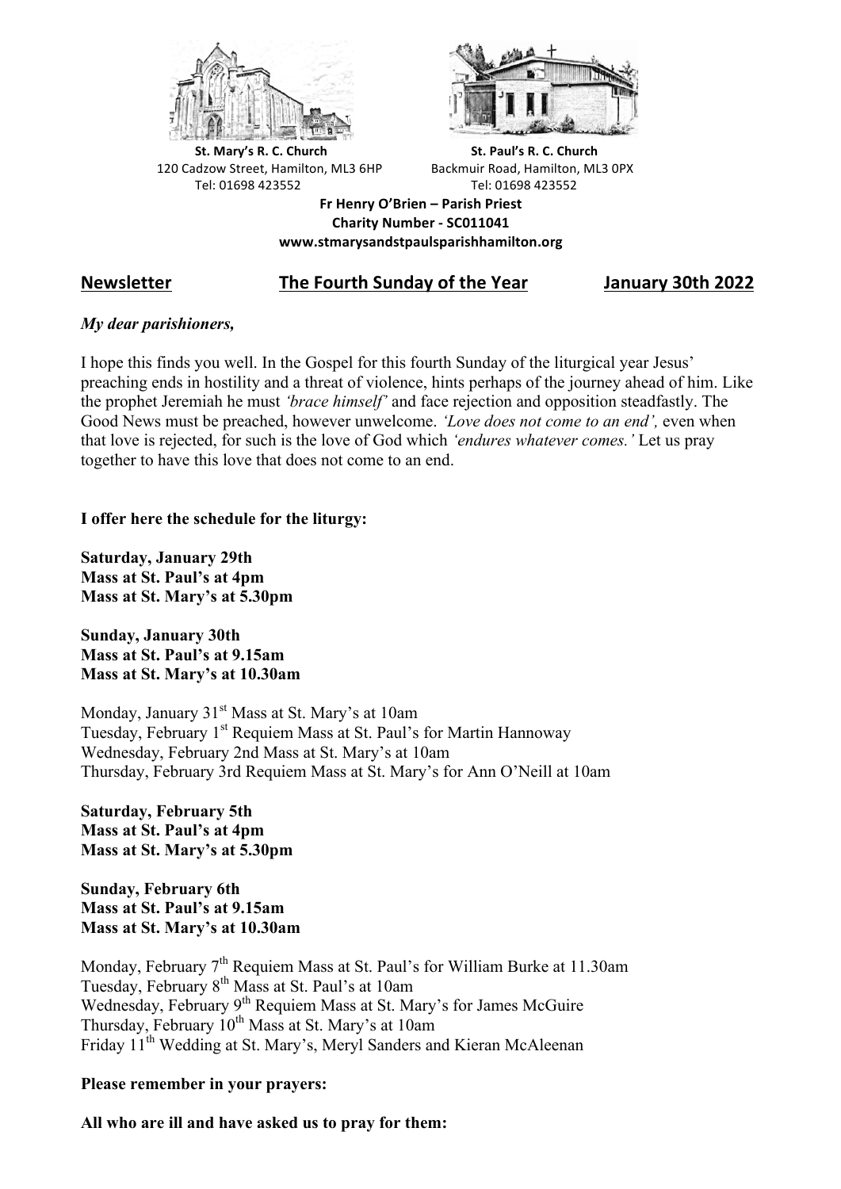**St. Mary's R. C. Church**
120 Cadzow Street, Hamilton, ML3 6HP
Tel: 01698 423552

**St. Paul's R. C. Church**
Backmuir Road, Hamilton, ML3 0PX
Tel: 01698 423552

**Fr Henry O'Brien – Parish Priest**
**Charity Number - SC011041**
**www.stmarysandstpaulsparishhamilton.org**

## Newsletter — The Fourth Sunday of the Year — January 30th 2022

***My dear parishioners,***

I hope this finds you well. In the Gospel for this fourth Sunday of the liturgical year Jesus' preaching ends in hostility and a threat of violence, hints perhaps of the journey ahead of him. Like the prophet Jeremiah he must *'brace himself'* and face rejection and opposition steadfastly. The Good News must be preached, however unwelcome. *'Love does not come to an end',* even when that love is rejected, for such is the love of God which *'endures whatever comes.'* Let us pray together to have this love that does not come to an end.

**I offer here the schedule for the liturgy:**

**Saturday, January 29th**
**Mass at St. Paul's at 4pm**
**Mass at St. Mary's at 5.30pm**

**Sunday, January 30th**
**Mass at St. Paul's at 9.15am**
**Mass at St. Mary's at 10.30am**

Monday, January 31st Mass at St. Mary's at 10am
Tuesday, February 1st Requiem Mass at St. Paul's for Martin Hannoway
Wednesday, February 2nd Mass at St. Mary's at 10am
Thursday, February 3rd Requiem Mass at St. Mary's for Ann O'Neill at 10am

**Saturday, February 5th**
**Mass at St. Paul's at 4pm**
**Mass at St. Mary's at 5.30pm**

**Sunday, February 6th**
**Mass at St. Paul's at 9.15am**
**Mass at St. Mary's at 10.30am**

Monday, February 7th Requiem Mass at St. Paul's for William Burke at 11.30am
Tuesday, February 8th Mass at St. Paul's at 10am
Wednesday, February 9th Requiem Mass at St. Mary's for James McGuire
Thursday, February 10th Mass at St. Mary's at 10am
Friday 11th Wedding at St. Mary's, Meryl Sanders and Kieran McAleenan

**Please remember in your prayers:**

**All who are ill and have asked us to pray for them:**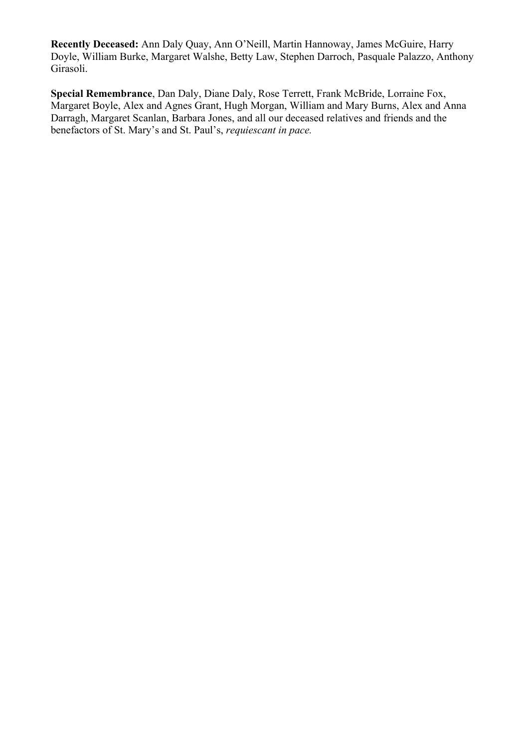**Recently Deceased:** Ann Daly Quay, Ann O'Neill, Martin Hannoway, James McGuire, Harry Doyle, William Burke, Margaret Walshe, Betty Law, Stephen Darroch, Pasquale Palazzo, Anthony Girasoli.

**Special Remembrance**, Dan Daly, Diane Daly, Rose Terrett, Frank McBride, Lorraine Fox, Margaret Boyle, Alex and Agnes Grant, Hugh Morgan, William and Mary Burns, Alex and Anna Darragh, Margaret Scanlan, Barbara Jones, and all our deceased relatives and friends and the benefactors of St. Mary's and St. Paul's, *requiescant in pace.*